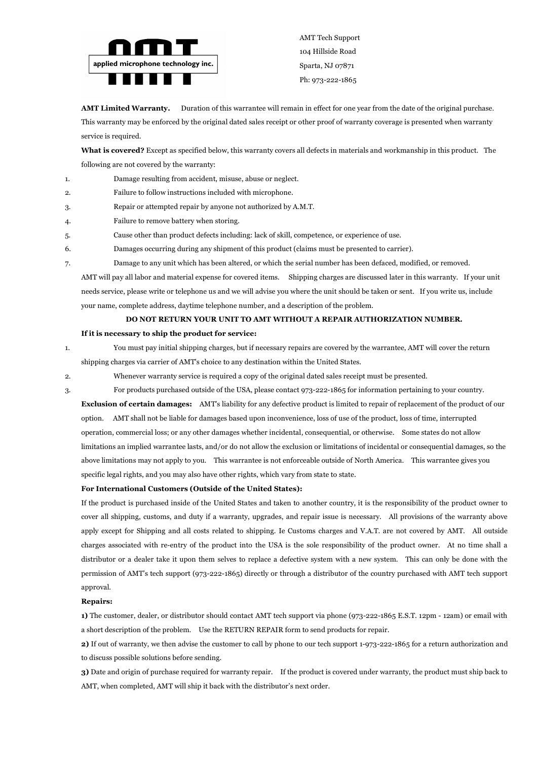applied microphone technology inc.

AMT Tech Support
104 Hillside Road
Sparta, NJ 07871
Ph: 973-222-1865

**AMT Limited Warranty.** Duration of this warrantee will remain in effect for one year from the date of the original purchase. This warranty may be enforced by the original dated sales receipt or other proof of warranty coverage is presented when warranty service is required.

**What is covered?** Except as specified below, this warranty covers all defects in materials and workmanship in this product. The following are not covered by the warranty:

1. Damage resulting from accident, misuse, abuse or neglect.
2. Failure to follow instructions included with microphone.
3. Repair or attempted repair by anyone not authorized by A.M.T.
4. Failure to remove battery when storing.
5. Cause other than product defects including: lack of skill, competence, or experience of use.
6. Damages occurring during any shipment of this product (claims must be presented to carrier).
7. Damage to any unit which has been altered, or which the serial number has been defaced, modified, or removed.

AMT will pay all labor and material expense for covered items. Shipping charges are discussed later in this warranty. If your unit needs service, please write or telephone us and we will advise you where the unit should be taken or sent. If you write us, include your name, complete address, daytime telephone number, and a description of the problem.

**DO NOT RETURN YOUR UNIT TO AMT WITHOUT A REPAIR AUTHORIZATION NUMBER.**

**If it is necessary to ship the product for service:**

1. You must pay initial shipping charges, but if necessary repairs are covered by the warrantee, AMT will cover the return shipping charges via carrier of AMT's choice to any destination within the United States.
2. Whenever warranty service is required a copy of the original dated sales receipt must be presented.
3. For products purchased outside of the USA, please contact 973-222-1865 for information pertaining to your country.

**Exclusion of certain damages:** AMT's liability for any defective product is limited to repair of replacement of the product of our option. AMT shall not be liable for damages based upon inconvenience, loss of use of the product, loss of time, interrupted operation, commercial loss; or any other damages whether incidental, consequential, or otherwise. Some states do not allow limitations an implied warrantee lasts, and/or do not allow the exclusion or limitations of incidental or consequential damages, so the above limitations may not apply to you. This warrantee is not enforceable outside of North America. This warrantee gives you specific legal rights, and you may also have other rights, which vary from state to state.

**For International Customers (Outside of the United States):**

If the product is purchased inside of the United States and taken to another country, it is the responsibility of the product owner to cover all shipping, customs, and duty if a warranty, upgrades, and repair issue is necessary. All provisions of the warranty above apply except for Shipping and all costs related to shipping. Ie Customs charges and V.A.T. are not covered by AMT. All outside charges associated with re-entry of the product into the USA is the sole responsibility of the product owner. At no time shall a distributor or a dealer take it upon them selves to replace a defective system with a new system. This can only be done with the permission of AMT's tech support (973-222-1865) directly or through a distributor of the country purchased with AMT tech support approval.

**Repairs:**

**1)** The customer, dealer, or distributor should contact AMT tech support via phone (973-222-1865 E.S.T. 12pm - 12am) or email with a short description of the problem. Use the RETURN REPAIR form to send products for repair.

**2)** If out of warranty, we then advise the customer to call by phone to our tech support 1-973-222-1865 for a return authorization and to discuss possible solutions before sending.

**3)** Date and origin of purchase required for warranty repair. If the product is covered under warranty, the product must ship back to AMT, when completed, AMT will ship it back with the distributor's next order.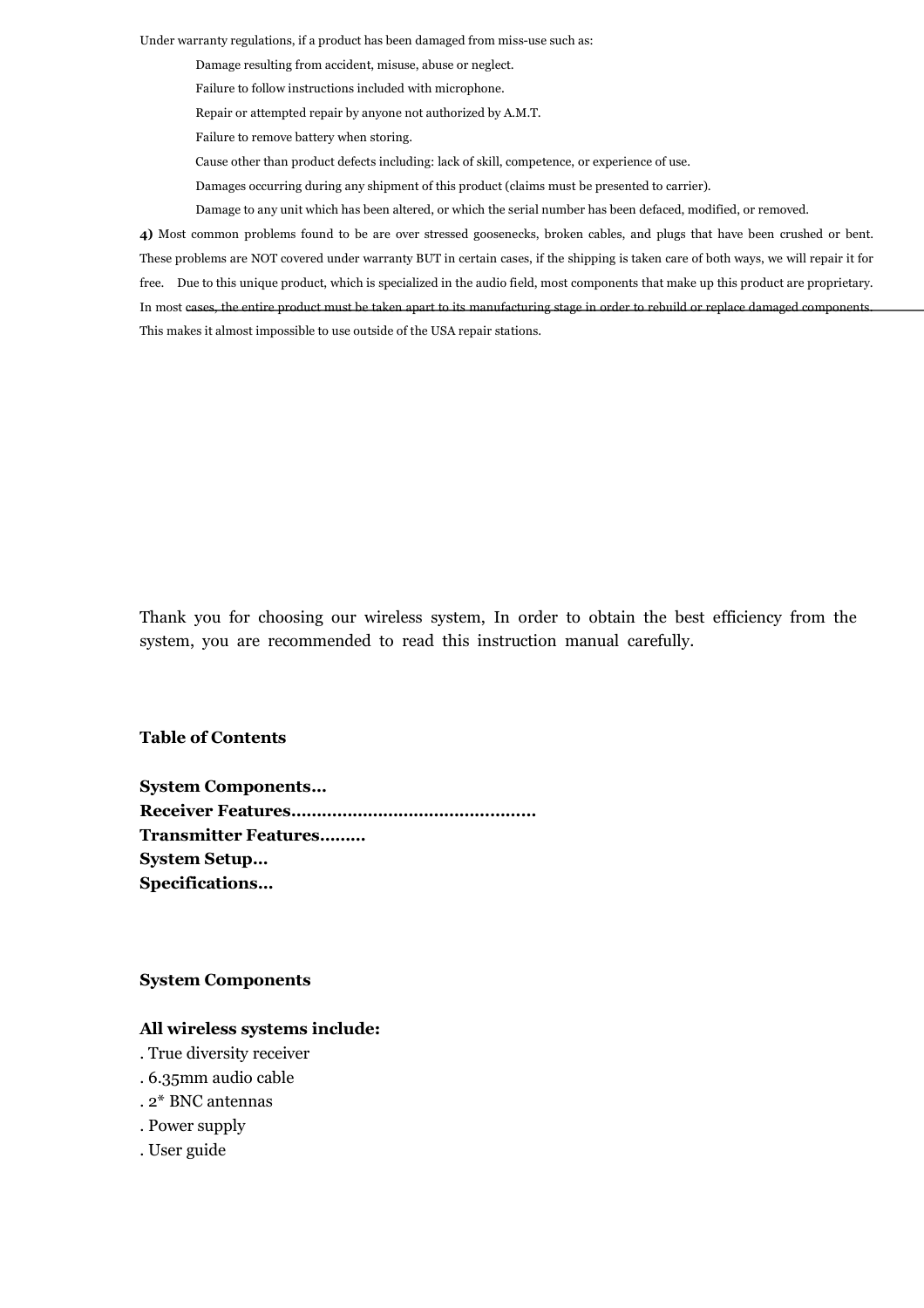Under warranty regulations, if a product has been damaged from miss-use such as:

- Damage resulting from accident, misuse, abuse or neglect.
- Failure to follow instructions included with microphone.
- Repair or attempted repair by anyone not authorized by A.M.T.
- Failure to remove battery when storing.
- Cause other than product defects including: lack of skill, competence, or experience of use.
- Damages occurring during any shipment of this product (claims must be presented to carrier).
- Damage to any unit which has been altered, or which the serial number has been defaced, modified, or removed.

**4)** Most common problems found to be are over stressed goosenecks, broken cables, and plugs that have been crushed or bent. These problems are NOT covered under warranty BUT in certain cases, if the shipping is taken care of both ways, we will repair it for free. Due to this unique product, which is specialized in the audio field, most components that make up this product are proprietary. In most cases, the entire product must be taken apart to its manufacturing stage in order to rebuild or replace damaged components. This makes it almost impossible to use outside of the USA repair stations.

Thank you for choosing our wireless system, In order to obtain the best efficiency from the system, you are recommended to read this instruction manual carefully.

**Table of Contents**

**System Components…**
**Receiver Features…………………………………………**
**Transmitter Features………**
**System Setup…**
**Specifications…**

**System Components**

**All wireless systems include:**

. True diversity receiver
. 6.35mm audio cable
. 2* BNC antennas
. Power supply
. User guide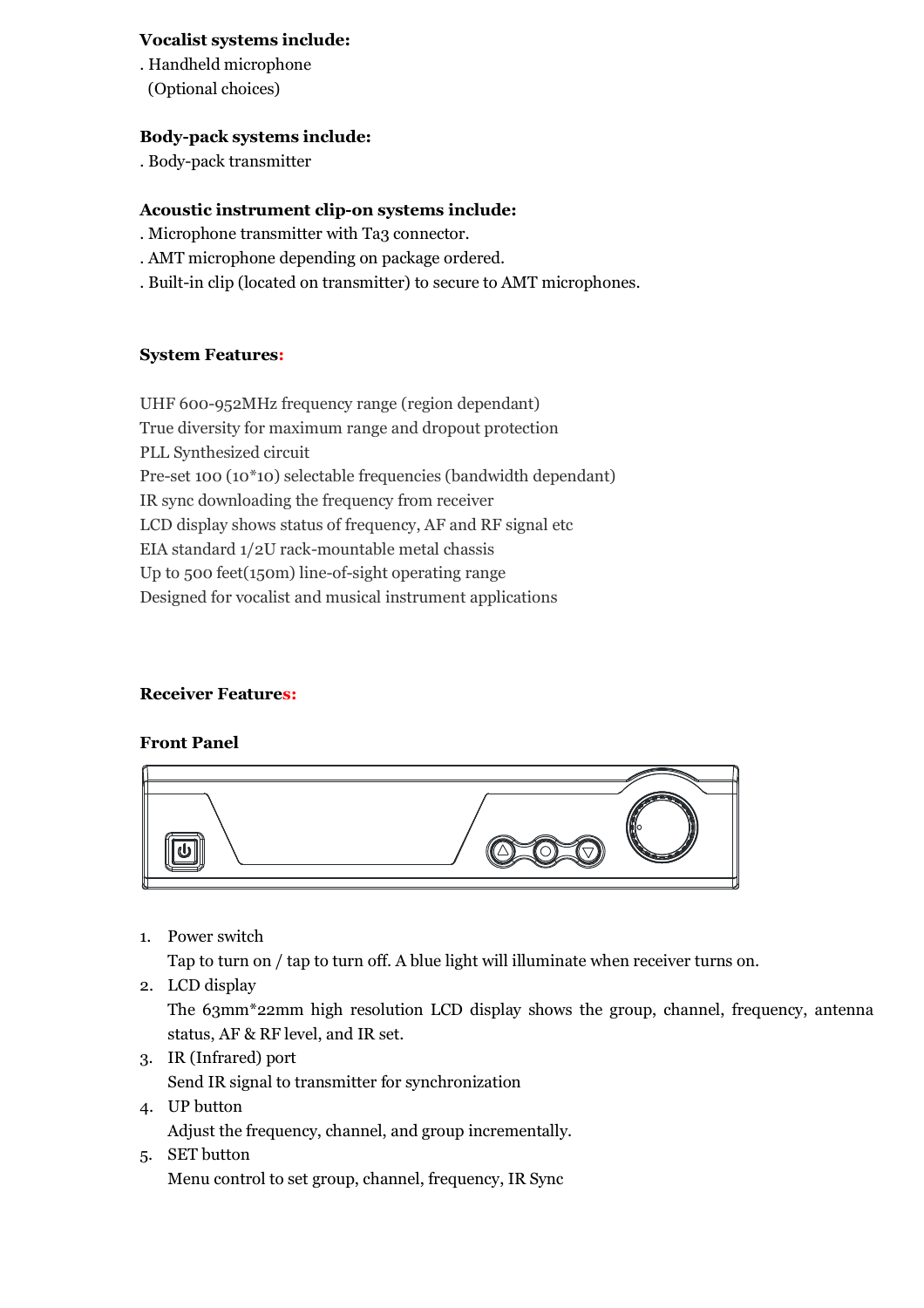**Vocalist systems include:**

. Handheld microphone
(Optional choices)

**Body-pack systems include:**

. Body-pack transmitter

**Acoustic instrument clip-on systems include:**

. Microphone transmitter with Ta3 connector.
. AMT microphone depending on package ordered.
. Built-in clip (located on transmitter) to secure to AMT microphones.

**System Features:**

UHF 600-952MHz frequency range (region dependant)
True diversity for maximum range and dropout protection
PLL Synthesized circuit
Pre-set 100 (10*10) selectable frequencies (bandwidth dependant)
IR sync downloading the frequency from receiver
LCD display shows status of frequency, AF and RF signal etc
EIA standard 1/2U rack-mountable metal chassis
Up to 500 feet(150m) line-of-sight operating range
Designed for vocalist and musical instrument applications

**Receiver Features:**

**Front Panel**

1. Power switch
   Tap to turn on / tap to turn off. A blue light will illuminate when receiver turns on.
2. LCD display
   The 63mm*22mm high resolution LCD display shows the group, channel, frequency, antenna status, AF & RF level, and IR set.
3. IR (Infrared) port
   Send IR signal to transmitter for synchronization
4. UP button
   Adjust the frequency, channel, and group incrementally.
5. SET button
   Menu control to set group, channel, frequency, IR Sync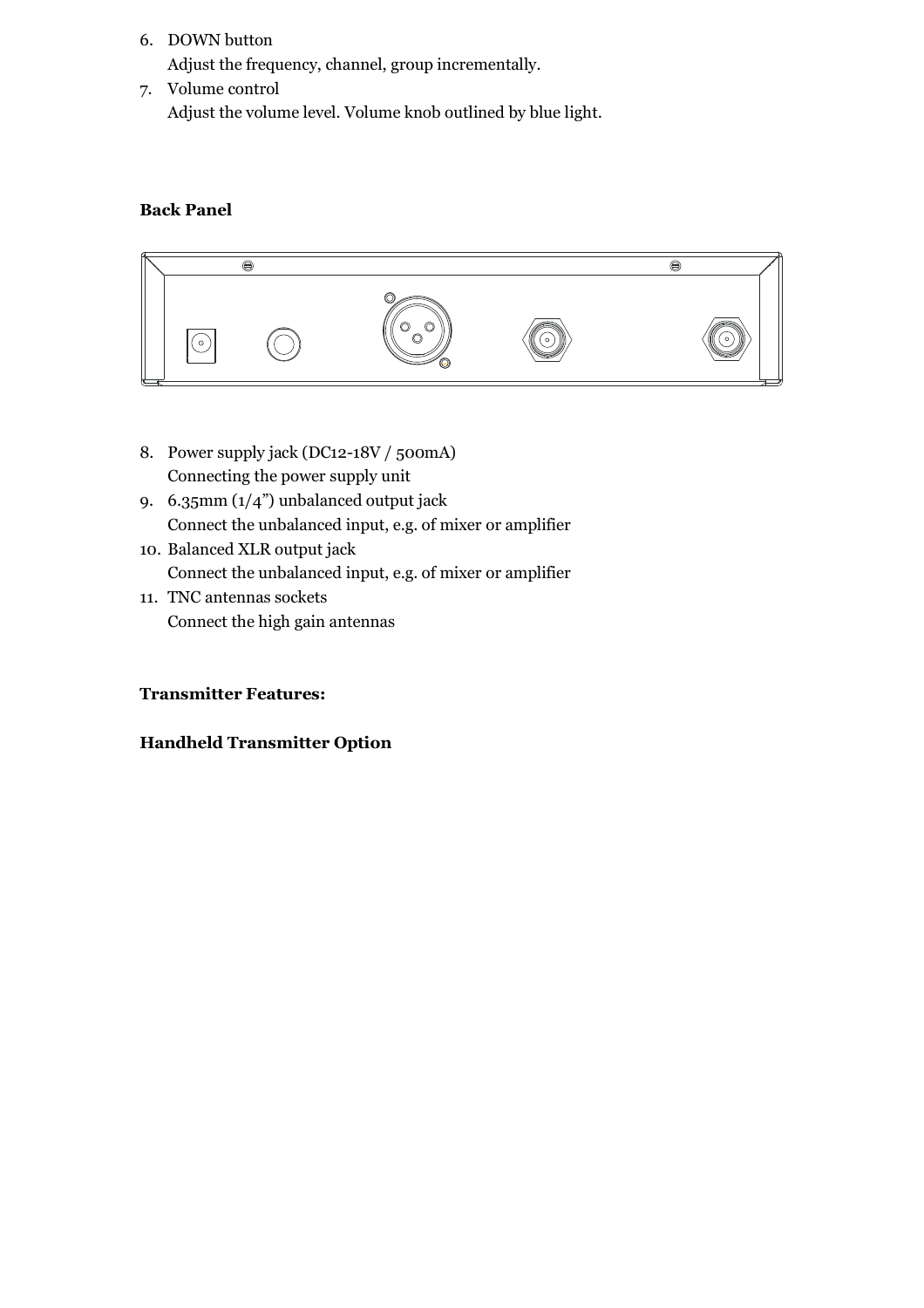6. DOWN button
   Adjust the frequency, channel, group incrementally.
7. Volume control
   Adjust the volume level. Volume knob outlined by blue light.

**Back Panel**

8. Power supply jack (DC12-18V / 500mA)
   Connecting the power supply unit
9. 6.35mm (1/4") unbalanced output jack
   Connect the unbalanced input, e.g. of mixer or amplifier
10. Balanced XLR output jack
    Connect the unbalanced input, e.g. of mixer or amplifier
11. TNC antennas sockets
    Connect the high gain antennas

**Transmitter Features:**

**Handheld Transmitter Option**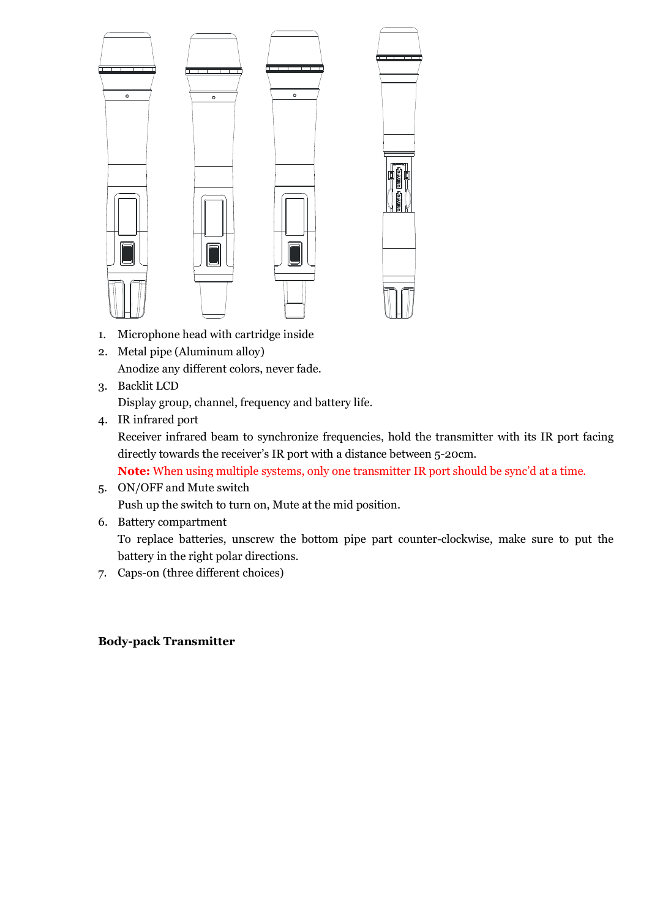1. Microphone head with cartridge inside
2. Metal pipe (Aluminum alloy)
   Anodize any different colors, never fade.
3. Backlit LCD
   Display group, channel, frequency and battery life.
4. IR infrared port
   Receiver infrared beam to synchronize frequencies, hold the transmitter with its IR port facing directly towards the receiver's IR port with a distance between 5-20cm.
   **Note:** When using multiple systems, only one transmitter IR port should be sync'd at a time.
5. ON/OFF and Mute switch
   Push up the switch to turn on, Mute at the mid position.
6. Battery compartment
   To replace batteries, unscrew the bottom pipe part counter-clockwise, make sure to put the battery in the right polar directions.
7. Caps-on (three different choices)

**Body-pack Transmitter**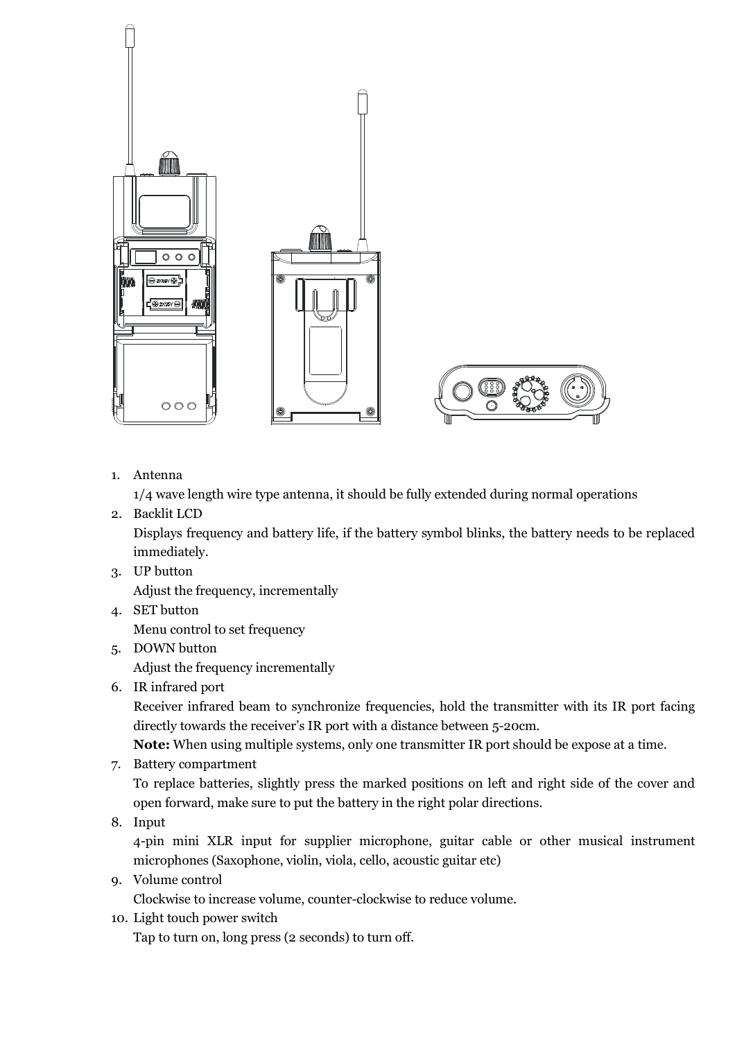1. Antenna
   1/4 wave length wire type antenna, it should be fully extended during normal operations
2. Backlit LCD
   Displays frequency and battery life, if the battery symbol blinks, the battery needs to be replaced immediately.
3. UP button
   Adjust the frequency, incrementally
4. SET button
   Menu control to set frequency
5. DOWN button
   Adjust the frequency incrementally
6. IR infrared port
   Receiver infrared beam to synchronize frequencies, hold the transmitter with its IR port facing directly towards the receiver's IR port with a distance between 5-20cm.
   **Note:** When using multiple systems, only one transmitter IR port should be expose at a time.
7. Battery compartment
   To replace batteries, slightly press the marked positions on left and right side of the cover and open forward, make sure to put the battery in the right polar directions.
8. Input
   4-pin mini XLR input for supplier microphone, guitar cable or other musical instrument microphones (Saxophone, violin, viola, cello, acoustic guitar etc)
9. Volume control
   Clockwise to increase volume, counter-clockwise to reduce volume.
10. Light touch power switch
    Tap to turn on, long press (2 seconds) to turn off.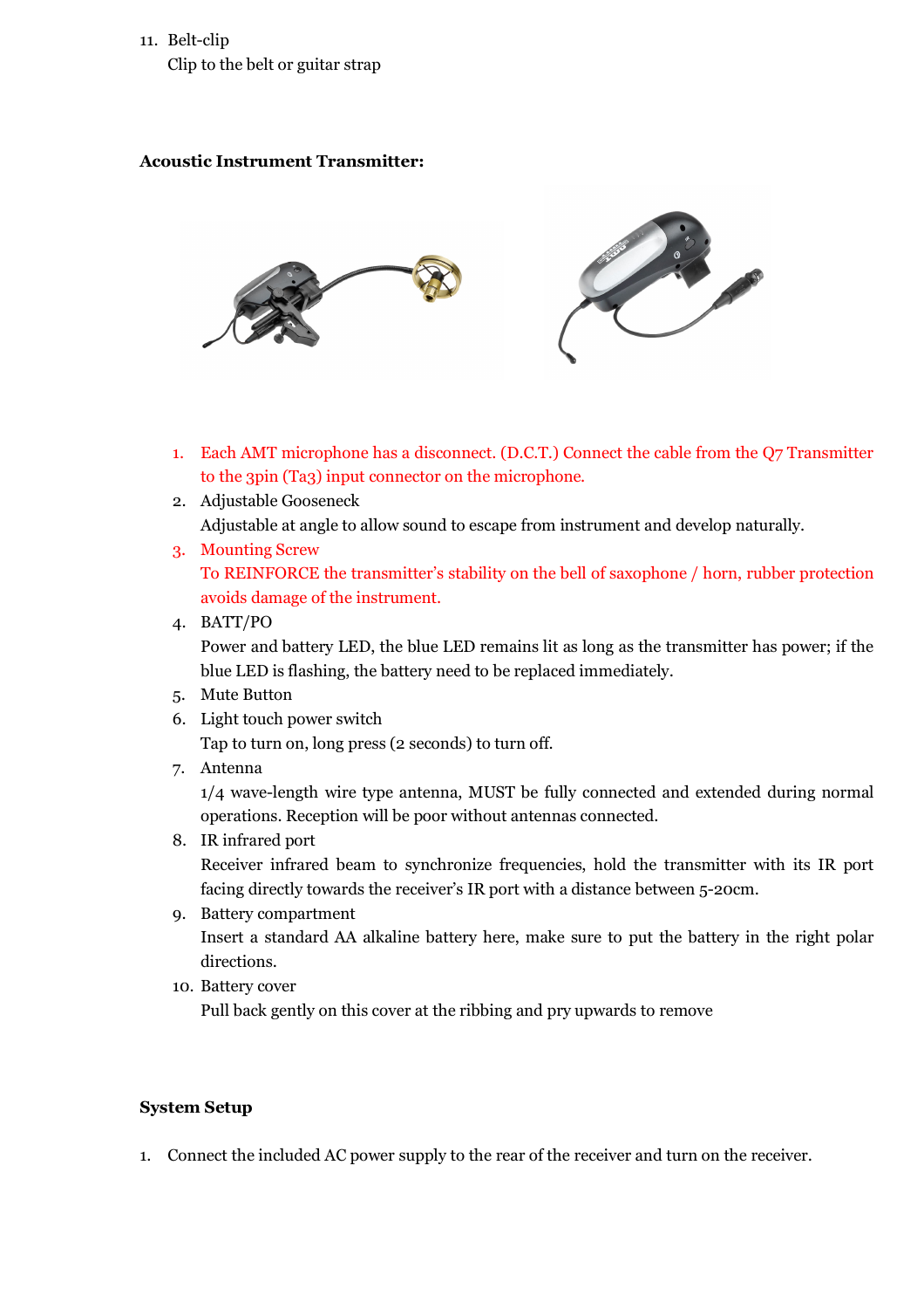11. Belt-clip
    Clip to the belt or guitar strap

**Acoustic Instrument Transmitter:**

1. Each AMT microphone has a disconnect. (D.C.T.) Connect the cable from the Q7 Transmitter to the 3pin (Ta3) input connector on the microphone.
2. Adjustable Gooseneck
   Adjustable at angle to allow sound to escape from instrument and develop naturally.
3. Mounting Screw
   To REINFORCE the transmitter's stability on the bell of saxophone / horn, rubber protection avoids damage of the instrument.
4. BATT/PO
   Power and battery LED, the blue LED remains lit as long as the transmitter has power; if the blue LED is flashing, the battery need to be replaced immediately.
5. Mute Button
6. Light touch power switch
   Tap to turn on, long press (2 seconds) to turn off.
7. Antenna
   1/4 wave-length wire type antenna, MUST be fully connected and extended during normal operations. Reception will be poor without antennas connected.
8. IR infrared port
   Receiver infrared beam to synchronize frequencies, hold the transmitter with its IR port facing directly towards the receiver's IR port with a distance between 5-20cm.
9. Battery compartment
   Insert a standard AA alkaline battery here, make sure to put the battery in the right polar directions.
10. Battery cover
    Pull back gently on this cover at the ribbing and pry upwards to remove

**System Setup**

1. Connect the included AC power supply to the rear of the receiver and turn on the receiver.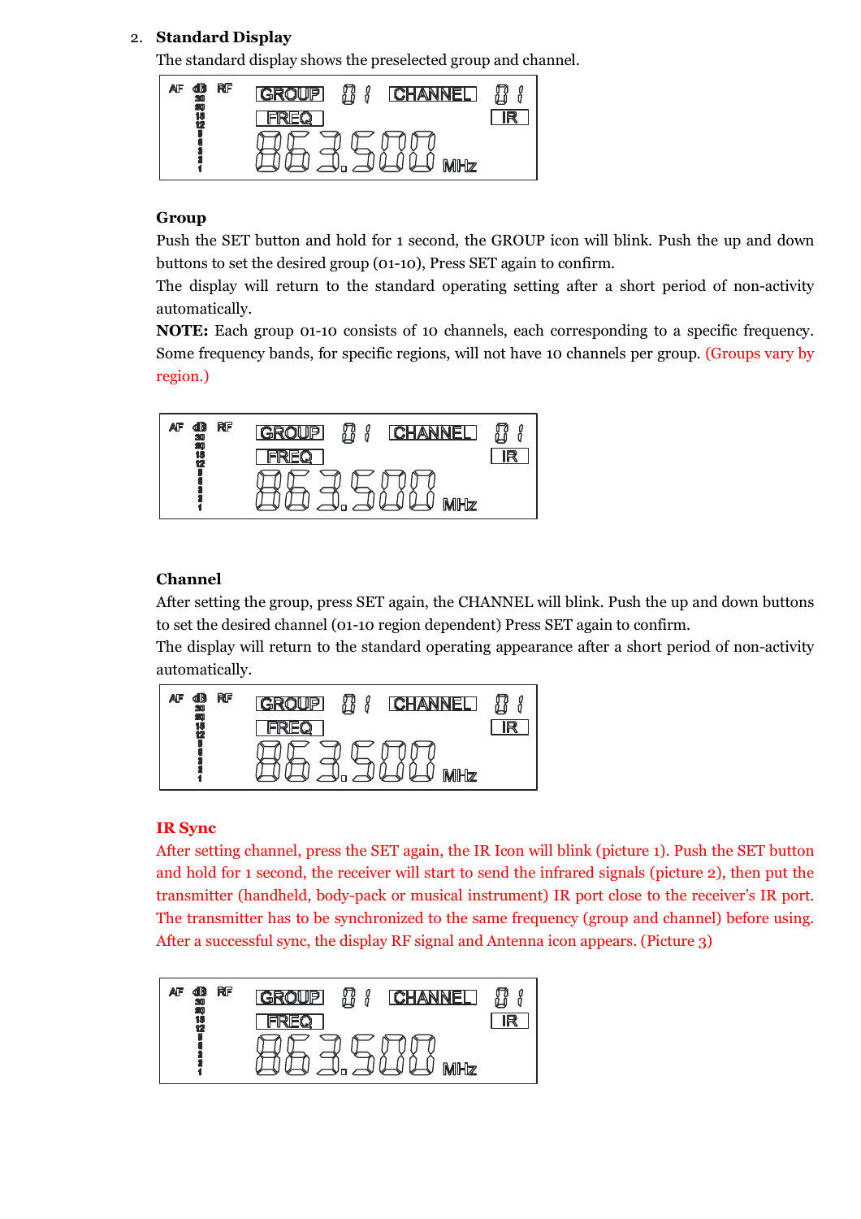2. **Standard Display**

The standard display shows the preselected group and channel.

### Group

Push the SET button and hold for 1 second, the GROUP icon will blink. Push the up and down buttons to set the desired group (01-10), Press SET again to confirm.

The display will return to the standard operating setting after a short period of non-activity automatically.

**NOTE:** Each group 01-10 consists of 10 channels, each corresponding to a specific frequency. Some frequency bands, for specific regions, will not have 10 channels per group. (Groups vary by region.)

### Channel

After setting the group, press SET again, the CHANNEL will blink. Push the up and down buttons to set the desired channel (01-10 region dependent) Press SET again to confirm.

The display will return to the standard operating appearance after a short period of non-activity automatically.

### IR Sync

After setting channel, press the SET again, the IR Icon will blink (picture 1). Push the SET button and hold for 1 second, the receiver will start to send the infrared signals (picture 2), then put the transmitter (handheld, body-pack or musical instrument) IR port close to the receiver's IR port. The transmitter has to be synchronized to the same frequency (group and channel) before using. After a successful sync, the display RF signal and Antenna icon appears. (Picture 3)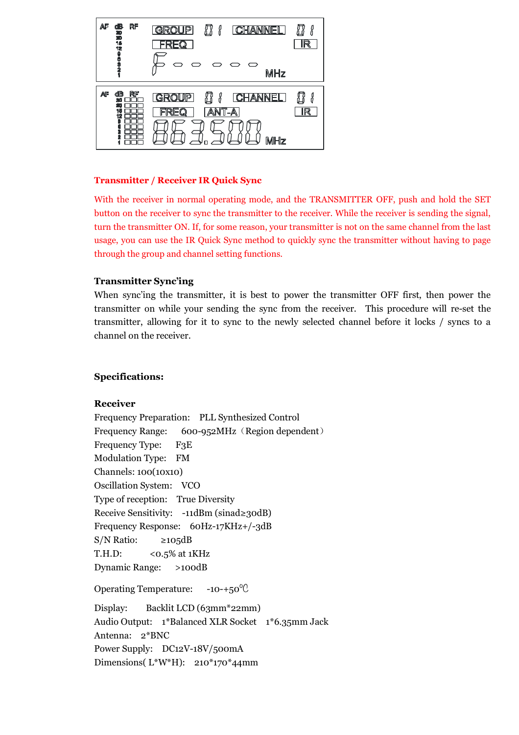**Transmitter / Receiver IR Quick Sync**

With the receiver in normal operating mode, and the TRANSMITTER OFF, push and hold the SET button on the receiver to sync the transmitter to the receiver. While the receiver is sending the signal, turn the transmitter ON. If, for some reason, your transmitter is not on the same channel from the last usage, you can use the IR Quick Sync method to quickly sync the transmitter without having to page through the group and channel setting functions.

**Transmitter Sync'ing**

When sync'ing the transmitter, it is best to power the transmitter OFF first, then power the transmitter on while your sending the sync from the receiver. This procedure will re-set the transmitter, allowing for it to sync to the newly selected channel before it locks / syncs to a channel on the receiver.

**Specifications:**

**Receiver**

Frequency Preparation: PLL Synthesized Control
Frequency Range: 600-952MHz（Region dependent）
Frequency Type: F3E
Modulation Type: FM
Channels: 100(10x10)
Oscillation System: VCO
Type of reception: True Diversity
Receive Sensitivity: -11dBm (sinad≥30dB)
Frequency Response: 60Hz-17KHz+/-3dB
S/N Ratio: ≥105dB
T.H.D: <0.5% at 1KHz
Dynamic Range: >100dB

Operating Temperature: -10-+50℃

Display: Backlit LCD (63mm*22mm)
Audio Output: 1*Balanced XLR Socket 1*6.35mm Jack
Antenna: 2*BNC
Power Supply: DC12V-18V/500mA
Dimensions( L*W*H): 210*170*44mm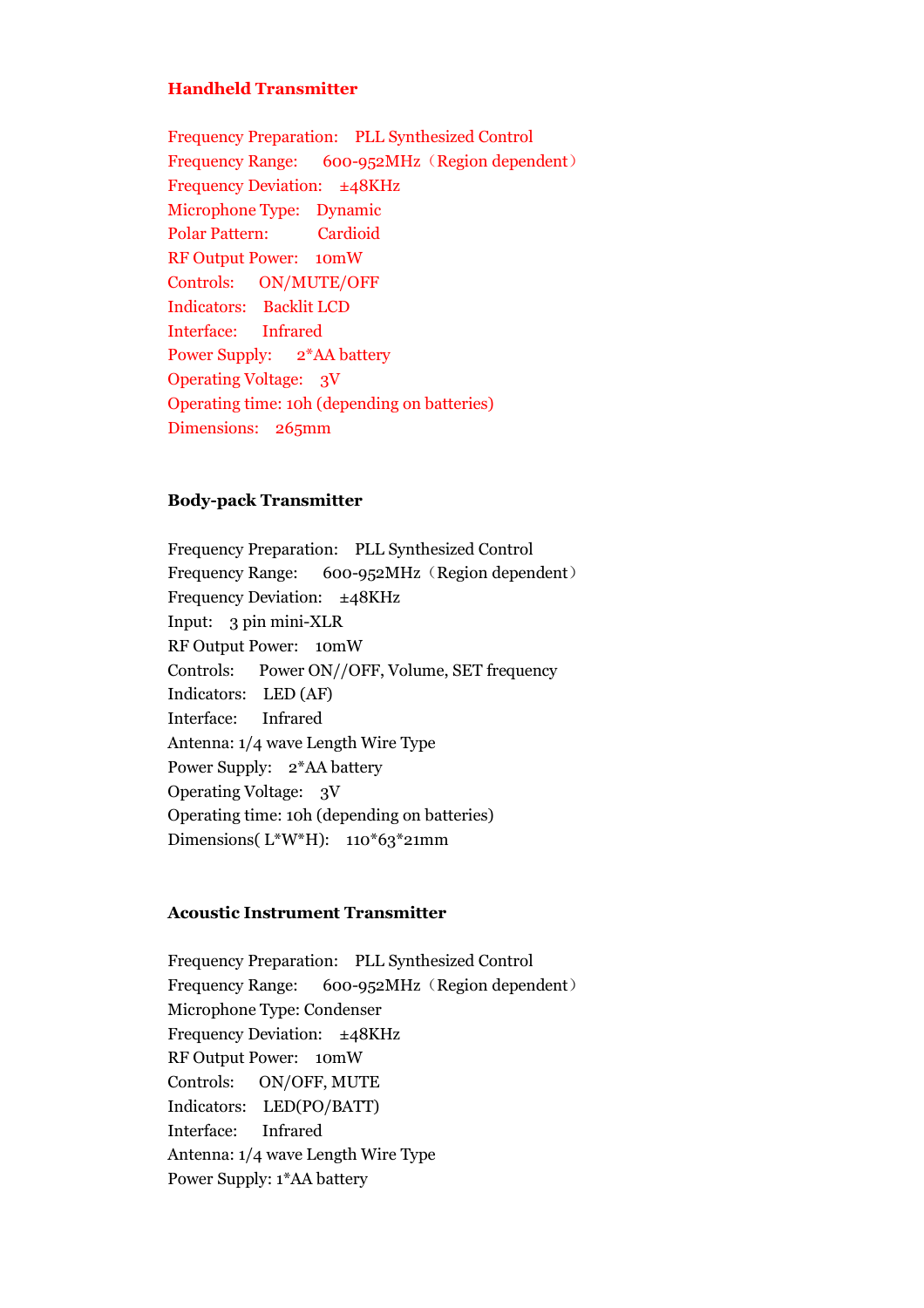## Handheld Transmitter

Frequency Preparation: PLL Synthesized Control
Frequency Range: 600-952MHz（Region dependent）
Frequency Deviation: ±48KHz
Microphone Type: Dynamic
Polar Pattern: Cardioid
RF Output Power: 10mW
Controls: ON/MUTE/OFF
Indicators: Backlit LCD
Interface: Infrared
Power Supply: 2*AA battery
Operating Voltage: 3V
Operating time: 10h (depending on batteries)
Dimensions: 265mm

## Body-pack Transmitter

Frequency Preparation: PLL Synthesized Control
Frequency Range: 600-952MHz（Region dependent）
Frequency Deviation: ±48KHz
Input: 3 pin mini-XLR
RF Output Power: 10mW
Controls: Power ON//OFF, Volume, SET frequency
Indicators: LED (AF)
Interface: Infrared
Antenna: 1/4 wave Length Wire Type
Power Supply: 2*AA battery
Operating Voltage: 3V
Operating time: 10h (depending on batteries)
Dimensions( L*W*H): 110*63*21mm

## Acoustic Instrument Transmitter

Frequency Preparation: PLL Synthesized Control
Frequency Range: 600-952MHz（Region dependent）
Microphone Type: Condenser
Frequency Deviation: ±48KHz
RF Output Power: 10mW
Controls: ON/OFF, MUTE
Indicators: LED(PO/BATT)
Interface: Infrared
Antenna: 1/4 wave Length Wire Type
Power Supply: 1*AA battery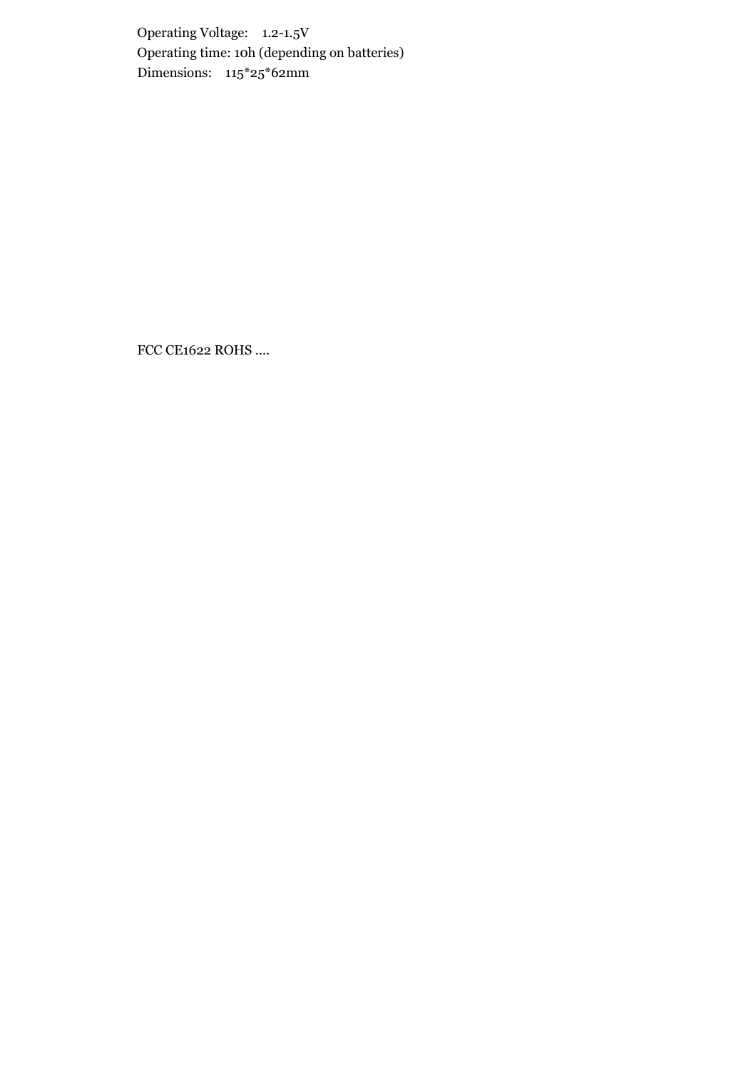Operating Voltage: 1.2-1.5V
Operating time: 10h (depending on batteries)
Dimensions: 115*25*62mm

FCC CE1622 ROHS ....